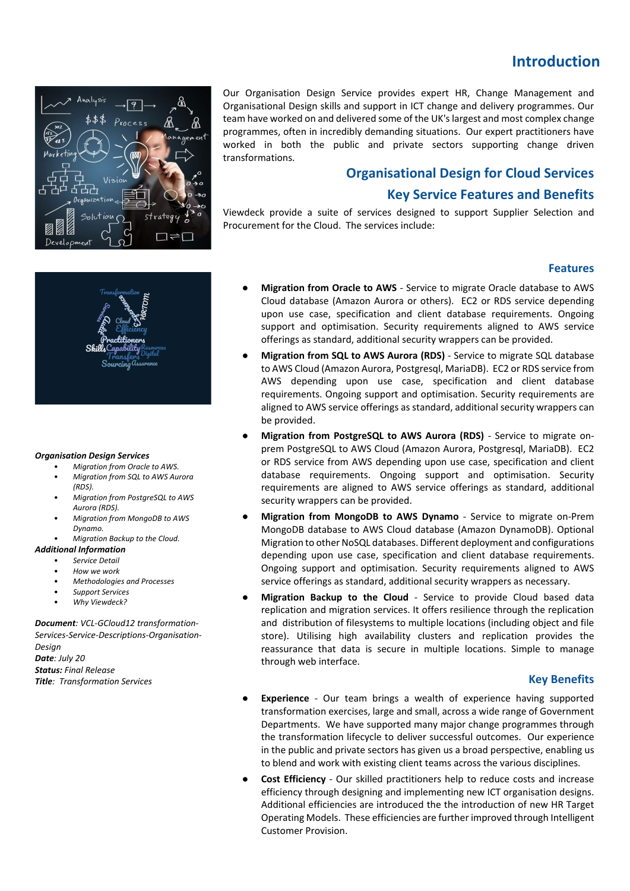# Introduction

Our Organisation Design Service provides expert HR, Change Management and Organisational Design skills and support in ICT change and delivery programmes. Our team have worked on and delivered some of the UK's largest and most complex change programmes, often in incredibly demanding situations. Our expert practitioners have worked in both the public and private sectors supporting change driven transformations.

## Organisational Design for Cloud Services

## Key Service Features and Benefits

Viewdeck provide a suite of services designed to support Supplier Selection and Procurement for the Cloud. The services include:

### Features

- **Migration from Oracle to AWS** - Service to migrate Oracle database to AWS Cloud database (Amazon Aurora or others). EC2 or RDS service depending upon use case, specification and client database requirements. Ongoing support and optimisation. Security requirements aligned to AWS service offerings as standard, additional security wrappers can be provided.
- **Migration from SQL to AWS Aurora (RDS)** - Service to migrate SQL database to AWS Cloud (Amazon Aurora, Postgresql, MariaDB). EC2 or RDS service from AWS depending upon use case, specification and client database requirements. Ongoing support and optimisation. Security requirements are aligned to AWS service offerings as standard, additional security wrappers can be provided.
- **Migration from PostgreSQL to AWS Aurora (RDS)** - Service to migrate on-prem PostgreSQL to AWS Cloud (Amazon Aurora, Postgresql, MariaDB). EC2 or RDS service from AWS depending upon use case, specification and client database requirements. Ongoing support and optimisation. Security requirements are aligned to AWS service offerings as standard, additional security wrappers can be provided.
- **Migration from MongoDB to AWS Dynamo** - Service to migrate on-Prem MongoDB database to AWS Cloud database (Amazon DynamoDB). Optional Migration to other NoSQL databases. Different deployment and configurations depending upon use case, specification and client database requirements. Ongoing support and optimisation. Security requirements aligned to AWS service offerings as standard, additional security wrappers as necessary.
- **Migration Backup to the Cloud** - Service to provide Cloud based data replication and migration services. It offers resilience through the replication and distribution of filesystems to multiple locations (including object and file store). Utilising high availability clusters and replication provides the reassurance that data is secure in multiple locations. Simple to manage through web interface.

### Key Benefits

- **Experience** - Our team brings a wealth of experience having supported transformation exercises, large and small, across a wide range of Government Departments. We have supported many major change programmes through the transformation lifecycle to deliver successful outcomes. Our experience in the public and private sectors has given us a broad perspective, enabling us to blend and work with existing client teams across the various disciplines.
- **Cost Efficiency** - Our skilled practitioners help to reduce costs and increase efficiency through designing and implementing new ICT organisation designs. Additional efficiencies are introduced the the introduction of new HR Target Operating Models. These efficiencies are further improved through Intelligent Customer Provision.

***Organisation Design Services***

- *Migration from Oracle to AWS.*
- *Migration from SQL to AWS Aurora (RDS).*
- *Migration from PostgreSQL to AWS Aurora (RDS).*
- *Migration from MongoDB to AWS Dynamo.*
- *Migration Backup to the Cloud.*

***Additional Information***

- *Service Detail*
- *How we work*
- *Methodologies and Processes*
- *Support Services*
- *Why Viewdeck?*

***Document**: VCL-GCloud12 transformation-Services-Service-Descriptions-Organisation-Design*
***Date**: July 20*
***Status:** Final Release*
***Title**: Transformation Services*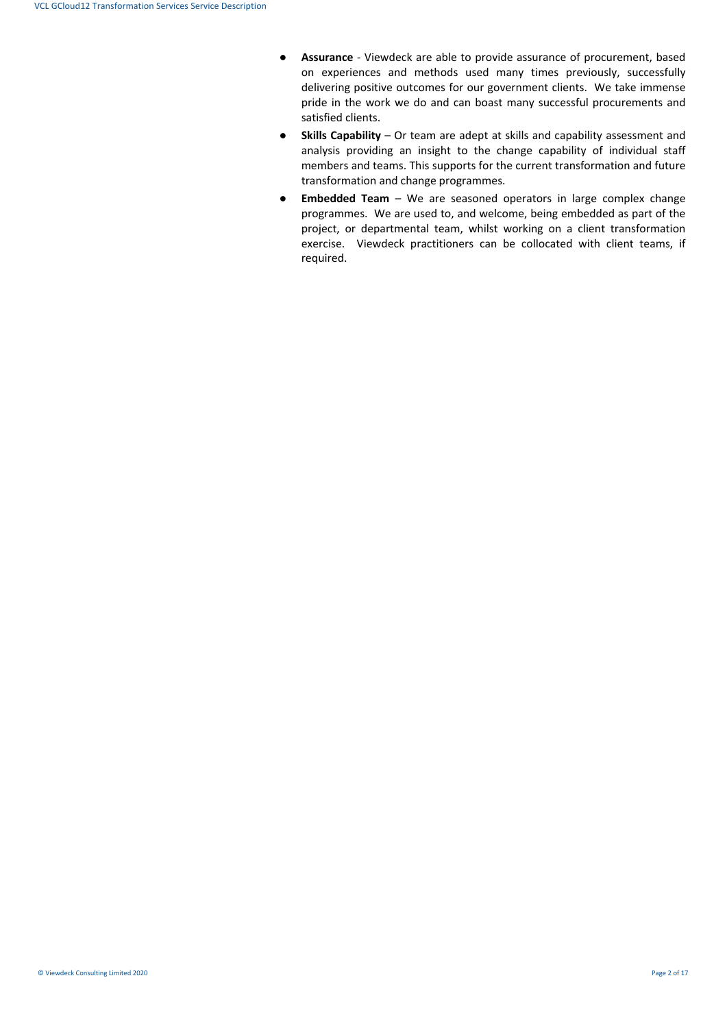- **Assurance** - Viewdeck are able to provide assurance of procurement, based on experiences and methods used many times previously, successfully delivering positive outcomes for our government clients. We take immense pride in the work we do and can boast many successful procurements and satisfied clients.
- **Skills Capability** – Or team are adept at skills and capability assessment and analysis providing an insight to the change capability of individual staff members and teams. This supports for the current transformation and future transformation and change programmes.
- **Embedded Team** – We are seasoned operators in large complex change programmes. We are used to, and welcome, being embedded as part of the project, or departmental team, whilst working on a client transformation exercise. Viewdeck practitioners can be collocated with client teams, if required.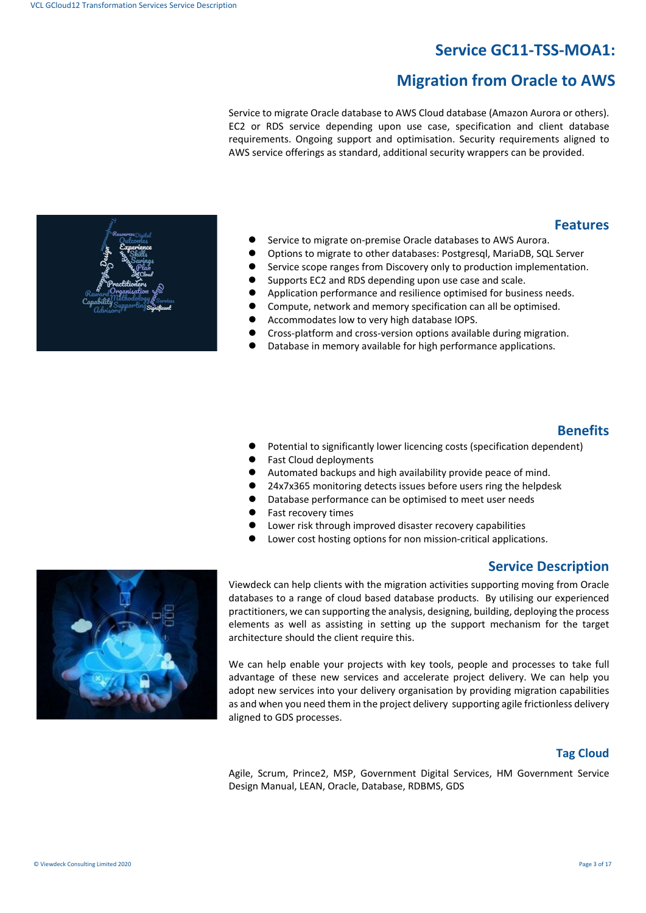# Service GC11-TSS-MOA1:

# Migration from Oracle to AWS

Service to migrate Oracle database to AWS Cloud database (Amazon Aurora or others). EC2 or RDS service depending upon use case, specification and client database requirements. Ongoing support and optimisation. Security requirements aligned to AWS service offerings as standard, additional security wrappers can be provided.

## Features

- Service to migrate on-premise Oracle databases to AWS Aurora.
- Options to migrate to other databases: Postgresql, MariaDB, SQL Server
- Service scope ranges from Discovery only to production implementation.
- Supports EC2 and RDS depending upon use case and scale.
- Application performance and resilience optimised for business needs.
- Compute, network and memory specification can all be optimised.
- Accommodates low to very high database IOPS.
- Cross-platform and cross-version options available during migration.
- Database in memory available for high performance applications.

## Benefits

- Potential to significantly lower licencing costs (specification dependent)
- Fast Cloud deployments
- Automated backups and high availability provide peace of mind.
- 24x7x365 monitoring detects issues before users ring the helpdesk
- Database performance can be optimised to meet user needs
- Fast recovery times
- Lower risk through improved disaster recovery capabilities
- Lower cost hosting options for non mission-critical applications.

## Service Description

Viewdeck can help clients with the migration activities supporting moving from Oracle databases to a range of cloud based database products. By utilising our experienced practitioners, we can supporting the analysis, designing, building, deploying the process elements as well as assisting in setting up the support mechanism for the target architecture should the client require this.

We can help enable your projects with key tools, people and processes to take full advantage of these new services and accelerate project delivery. We can help you adopt new services into your delivery organisation by providing migration capabilities as and when you need them in the project delivery supporting agile frictionless delivery aligned to GDS processes.

## Tag Cloud

Agile, Scrum, Prince2, MSP, Government Digital Services, HM Government Service Design Manual, LEAN, Oracle, Database, RDBMS, GDS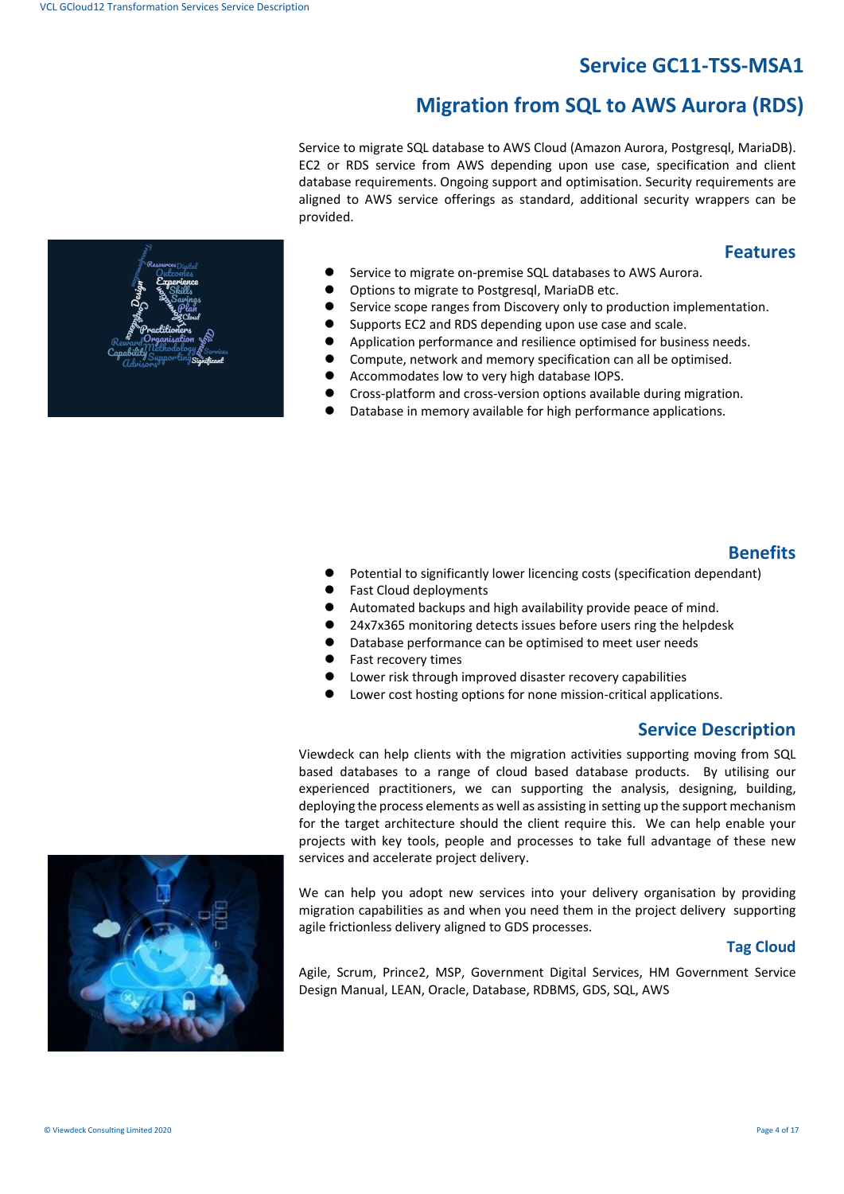# Service GC11-TSS-MSA1

# Migration from SQL to AWS Aurora (RDS)

Service to migrate SQL database to AWS Cloud (Amazon Aurora, Postgresql, MariaDB). EC2 or RDS service from AWS depending upon use case, specification and client database requirements. Ongoing support and optimisation. Security requirements are aligned to AWS service offerings as standard, additional security wrappers can be provided.

## Features

- Service to migrate on-premise SQL databases to AWS Aurora.
- Options to migrate to Postgresql, MariaDB etc.
- Service scope ranges from Discovery only to production implementation.
- Supports EC2 and RDS depending upon use case and scale.
- Application performance and resilience optimised for business needs.
- Compute, network and memory specification can all be optimised.
- Accommodates low to very high database IOPS.
- Cross-platform and cross-version options available during migration.
- Database in memory available for high performance applications.

## Benefits

- Potential to significantly lower licencing costs (specification dependant)
- Fast Cloud deployments
- Automated backups and high availability provide peace of mind.
- 24x7x365 monitoring detects issues before users ring the helpdesk
- Database performance can be optimised to meet user needs
- Fast recovery times
- Lower risk through improved disaster recovery capabilities
- Lower cost hosting options for none mission-critical applications.

## Service Description

Viewdeck can help clients with the migration activities supporting moving from SQL based databases to a range of cloud based database products. By utilising our experienced practitioners, we can supporting the analysis, designing, building, deploying the process elements as well as assisting in setting up the support mechanism for the target architecture should the client require this. We can help enable your projects with key tools, people and processes to take full advantage of these new services and accelerate project delivery.

We can help you adopt new services into your delivery organisation by providing migration capabilities as and when you need them in the project delivery supporting agile frictionless delivery aligned to GDS processes.

## Tag Cloud

Agile, Scrum, Prince2, MSP, Government Digital Services, HM Government Service Design Manual, LEAN, Oracle, Database, RDBMS, GDS, SQL, AWS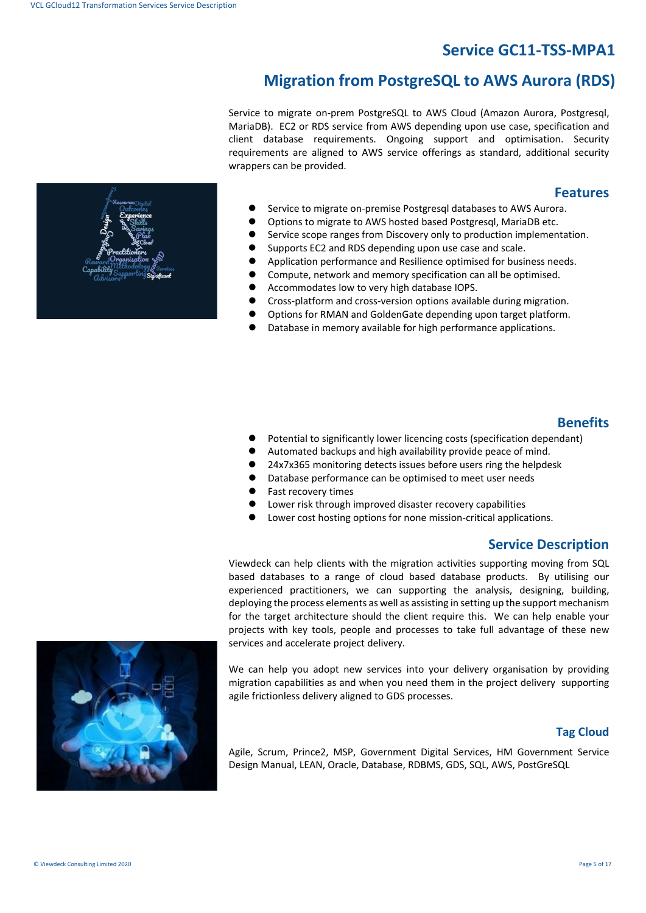# Service GC11-TSS-MPA1

# Migration from PostgreSQL to AWS Aurora (RDS)

Service to migrate on-prem PostgreSQL to AWS Cloud (Amazon Aurora, Postgresql, MariaDB). EC2 or RDS service from AWS depending upon use case, specification and client database requirements. Ongoing support and optimisation. Security requirements are aligned to AWS service offerings as standard, additional security wrappers can be provided.

## Features

- Service to migrate on-premise Postgresql databases to AWS Aurora.
- Options to migrate to AWS hosted based Postgresql, MariaDB etc.
- Service scope ranges from Discovery only to production implementation.
- Supports EC2 and RDS depending upon use case and scale.
- Application performance and Resilience optimised for business needs.
- Compute, network and memory specification can all be optimised.
- Accommodates low to very high database IOPS.
- Cross-platform and cross-version options available during migration.
- Options for RMAN and GoldenGate depending upon target platform.
- Database in memory available for high performance applications.

## Benefits

- Potential to significantly lower licencing costs (specification dependant)
- Automated backups and high availability provide peace of mind.
- 24x7x365 monitoring detects issues before users ring the helpdesk
- Database performance can be optimised to meet user needs
- Fast recovery times
- Lower risk through improved disaster recovery capabilities
- Lower cost hosting options for none mission-critical applications.

## Service Description

Viewdeck can help clients with the migration activities supporting moving from SQL based databases to a range of cloud based database products. By utilising our experienced practitioners, we can supporting the analysis, designing, building, deploying the process elements as well as assisting in setting up the support mechanism for the target architecture should the client require this. We can help enable your projects with key tools, people and processes to take full advantage of these new services and accelerate project delivery.

We can help you adopt new services into your delivery organisation by providing migration capabilities as and when you need them in the project delivery supporting agile frictionless delivery aligned to GDS processes.

## Tag Cloud

Agile, Scrum, Prince2, MSP, Government Digital Services, HM Government Service Design Manual, LEAN, Oracle, Database, RDBMS, GDS, SQL, AWS, PostGreSQL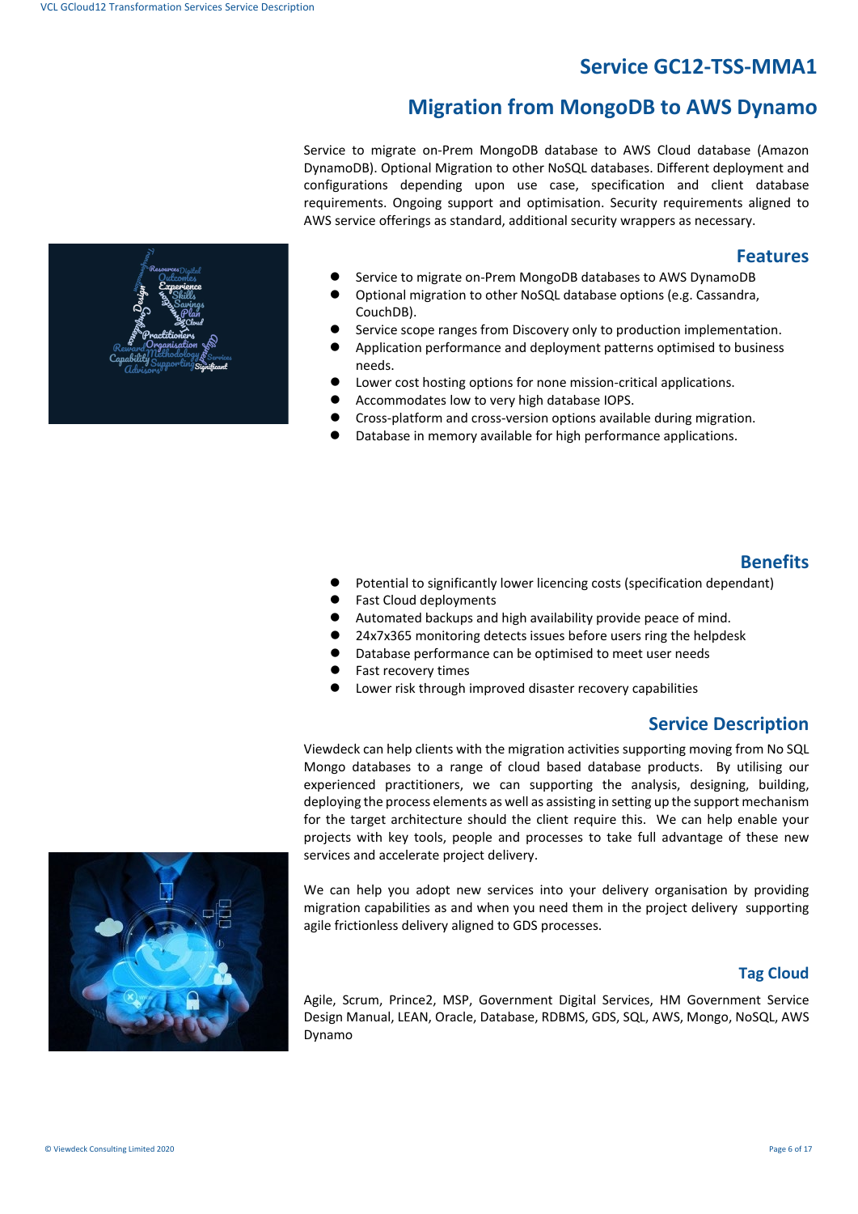# Service GC12-TSS-MMA1

## Migration from MongoDB to AWS Dynamo

Service to migrate on-Prem MongoDB database to AWS Cloud database (Amazon DynamoDB). Optional Migration to other NoSQL databases. Different deployment and configurations depending upon use case, specification and client database requirements. Ongoing support and optimisation. Security requirements aligned to AWS service offerings as standard, additional security wrappers as necessary.

### Features

- Service to migrate on-Prem MongoDB databases to AWS DynamoDB
- Optional migration to other NoSQL database options (e.g. Cassandra, CouchDB).
- Service scope ranges from Discovery only to production implementation.
- Application performance and deployment patterns optimised to business needs.
- Lower cost hosting options for none mission-critical applications.
- Accommodates low to very high database IOPS.
- Cross-platform and cross-version options available during migration.
- Database in memory available for high performance applications.

### Benefits

- Potential to significantly lower licencing costs (specification dependant)
- Fast Cloud deployments
- Automated backups and high availability provide peace of mind.
- 24x7x365 monitoring detects issues before users ring the helpdesk
- Database performance can be optimised to meet user needs
- Fast recovery times
- Lower risk through improved disaster recovery capabilities

### Service Description

Viewdeck can help clients with the migration activities supporting moving from No SQL Mongo databases to a range of cloud based database products. By utilising our experienced practitioners, we can supporting the analysis, designing, building, deploying the process elements as well as assisting in setting up the support mechanism for the target architecture should the client require this. We can help enable your projects with key tools, people and processes to take full advantage of these new services and accelerate project delivery.

We can help you adopt new services into your delivery organisation by providing migration capabilities as and when you need them in the project delivery supporting agile frictionless delivery aligned to GDS processes.

### Tag Cloud

Agile, Scrum, Prince2, MSP, Government Digital Services, HM Government Service Design Manual, LEAN, Oracle, Database, RDBMS, GDS, SQL, AWS, Mongo, NoSQL, AWS Dynamo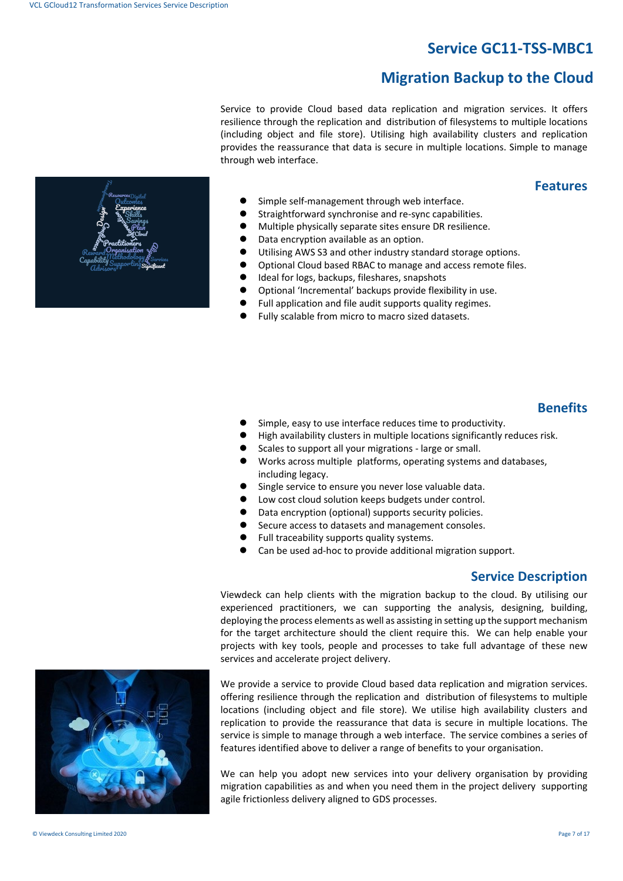# Service GC11-TSS-MBC1

# Migration Backup to the Cloud

Service to provide Cloud based data replication and migration services. It offers resilience through the replication and distribution of filesystems to multiple locations (including object and file store). Utilising high availability clusters and replication provides the reassurance that data is secure in multiple locations. Simple to manage through web interface.

## Features

- Simple self-management through web interface.
- Straightforward synchronise and re-sync capabilities.
- Multiple physically separate sites ensure DR resilience.
- Data encryption available as an option.
- Utilising AWS S3 and other industry standard storage options.
- Optional Cloud based RBAC to manage and access remote files.
- Ideal for logs, backups, fileshares, snapshots
- Optional 'Incremental' backups provide flexibility in use.
- Full application and file audit supports quality regimes.
- Fully scalable from micro to macro sized datasets.

## Benefits

- Simple, easy to use interface reduces time to productivity.
- High availability clusters in multiple locations significantly reduces risk.
- Scales to support all your migrations - large or small.
- Works across multiple platforms, operating systems and databases, including legacy.
- Single service to ensure you never lose valuable data.
- Low cost cloud solution keeps budgets under control.
- Data encryption (optional) supports security policies.
- Secure access to datasets and management consoles.
- Full traceability supports quality systems.
- Can be used ad-hoc to provide additional migration support.

## Service Description

Viewdeck can help clients with the migration backup to the cloud. By utilising our experienced practitioners, we can supporting the analysis, designing, building, deploying the process elements as well as assisting in setting up the support mechanism for the target architecture should the client require this. We can help enable your projects with key tools, people and processes to take full advantage of these new services and accelerate project delivery.

We provide a service to provide Cloud based data replication and migration services. offering resilience through the replication and distribution of filesystems to multiple locations (including object and file store). We utilise high availability clusters and replication to provide the reassurance that data is secure in multiple locations. The service is simple to manage through a web interface. The service combines a series of features identified above to deliver a range of benefits to your organisation.

We can help you adopt new services into your delivery organisation by providing migration capabilities as and when you need them in the project delivery supporting agile frictionless delivery aligned to GDS processes.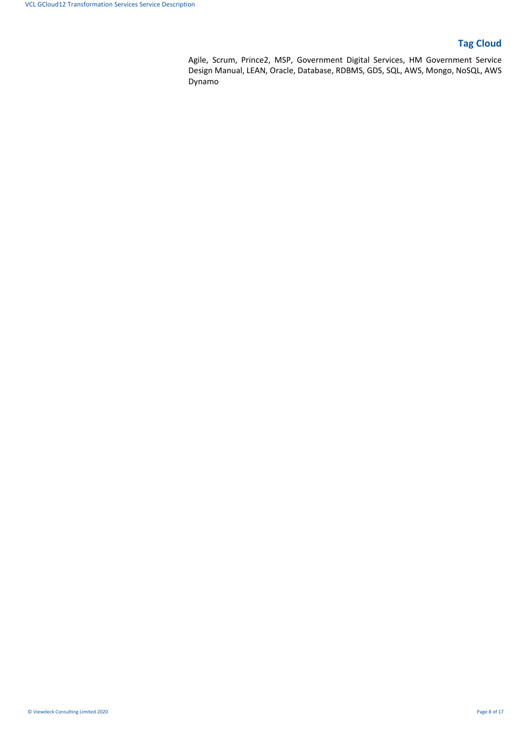## Tag Cloud

Agile, Scrum, Prince2, MSP, Government Digital Services, HM Government Service Design Manual, LEAN, Oracle, Database, RDBMS, GDS, SQL, AWS, Mongo, NoSQL, AWS Dynamo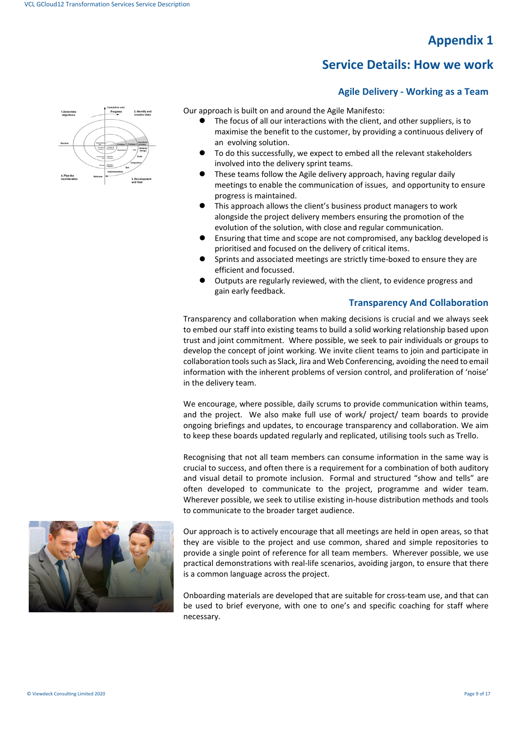# Appendix 1

## Service Details: How we work

### Agile Delivery - Working as a Team

Our approach is built on and around the Agile Manifesto:

- The focus of all our interactions with the client, and other suppliers, is to maximise the benefit to the customer, by providing a continuous delivery of an evolving solution.
- To do this successfully, we expect to embed all the relevant stakeholders involved into the delivery sprint teams.
- These teams follow the Agile delivery approach, having regular daily meetings to enable the communication of issues, and opportunity to ensure progress is maintained.
- This approach allows the client's business product managers to work alongside the project delivery members ensuring the promotion of the evolution of the solution, with close and regular communication.
- Ensuring that time and scope are not compromised, any backlog developed is prioritised and focused on the delivery of critical items.
- Sprints and associated meetings are strictly time-boxed to ensure they are efficient and focussed.
- Outputs are regularly reviewed, with the client, to evidence progress and gain early feedback.

### Transparency And Collaboration

Transparency and collaboration when making decisions is crucial and we always seek to embed our staff into existing teams to build a solid working relationship based upon trust and joint commitment. Where possible, we seek to pair individuals or groups to develop the concept of joint working. We invite client teams to join and participate in collaboration tools such as Slack, Jira and Web Conferencing, avoiding the need to email information with the inherent problems of version control, and proliferation of 'noise' in the delivery team.

We encourage, where possible, daily scrums to provide communication within teams, and the project. We also make full use of work/ project/ team boards to provide ongoing briefings and updates, to encourage transparency and collaboration. We aim to keep these boards updated regularly and replicated, utilising tools such as Trello.

Recognising that not all team members can consume information in the same way is crucial to success, and often there is a requirement for a combination of both auditory and visual detail to promote inclusion. Formal and structured "show and tells" are often developed to communicate to the project, programme and wider team. Wherever possible, we seek to utilise existing in-house distribution methods and tools to communicate to the broader target audience.

Our approach is to actively encourage that all meetings are held in open areas, so that they are visible to the project and use common, shared and simple repositories to provide a single point of reference for all team members. Wherever possible, we use practical demonstrations with real-life scenarios, avoiding jargon, to ensure that there is a common language across the project.

Onboarding materials are developed that are suitable for cross-team use, and that can be used to brief everyone, with one to one's and specific coaching for staff where necessary.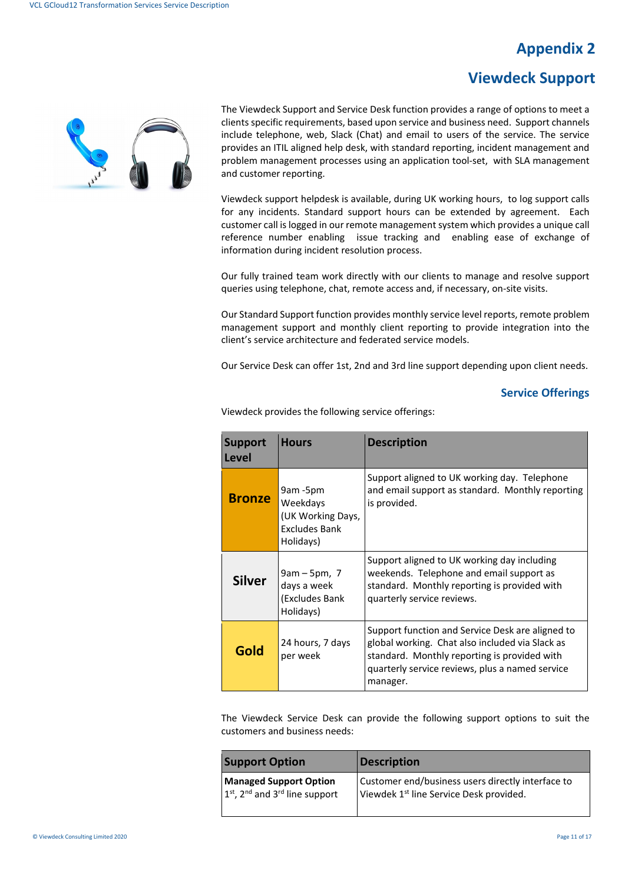# Appendix 2

## Viewdeck Support

The Viewdeck Support and Service Desk function provides a range of options to meet a clients specific requirements, based upon service and business need. Support channels include telephone, web, Slack (Chat) and email to users of the service. The service provides an ITIL aligned help desk, with standard reporting, incident management and problem management processes using an application tool-set, with SLA management and customer reporting.

Viewdeck support helpdesk is available, during UK working hours, to log support calls for any incidents. Standard support hours can be extended by agreement. Each customer call is logged in our remote management system which provides a unique call reference number enabling issue tracking and enabling ease of exchange of information during incident resolution process.

Our fully trained team work directly with our clients to manage and resolve support queries using telephone, chat, remote access and, if necessary, on-site visits.

Our Standard Support function provides monthly service level reports, remote problem management support and monthly client reporting to provide integration into the client's service architecture and federated service models.

Our Service Desk can offer 1st, 2nd and 3rd line support depending upon client needs.

### Service Offerings

Viewdeck provides the following service offerings:

| Support Level | Hours | Description |
|---|---|---|
| **Bronze** | 9am -5pm Weekdays (UK Working Days, Excludes Bank Holidays) | Support aligned to UK working day. Telephone and email support as standard. Monthly reporting is provided. |
| **Silver** | 9am – 5pm, 7 days a week (Excludes Bank Holidays) | Support aligned to UK working day including weekends. Telephone and email support as standard. Monthly reporting is provided with quarterly service reviews. |
| **Gold** | 24 hours, 7 days per week | Support function and Service Desk are aligned to global working. Chat also included via Slack as standard. Monthly reporting is provided with quarterly service reviews, plus a named service manager. |

The Viewdeck Service Desk can provide the following support options to suit the customers and business needs:

| Support Option | Description |
|---|---|
| **Managed Support Option** 1st, 2nd and 3rd line support | Customer end/business users directly interface to Viewdek 1st line Service Desk provided. |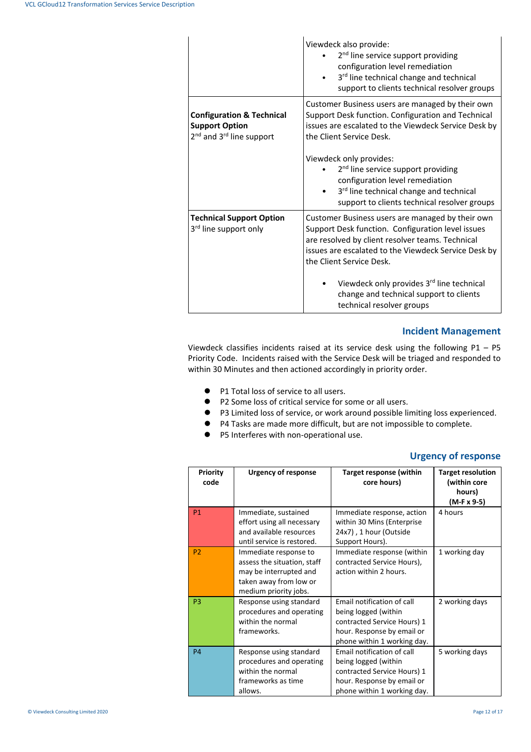| | |
|---|---|
| | Viewdeck also provide:<br>• 2nd line service support providing configuration level remediation<br>• 3rd line technical change and technical support to clients technical resolver groups |
| **Configuration & Technical Support Option**<br>2nd and 3rd line support | Customer Business users are managed by their own Support Desk function. Configuration and Technical issues are escalated to the Viewdeck Service Desk by the Client Service Desk.<br><br>Viewdeck only provides:<br>• 2nd line service support providing configuration level remediation<br>• 3rd line technical change and technical support to clients technical resolver groups |
| **Technical Support Option**<br>3rd line support only | Customer Business users are managed by their own Support Desk function. Configuration level issues are resolved by client resolver teams. Technical issues are escalated to the Viewdeck Service Desk by the Client Service Desk.<br><br>• Viewdeck only provides 3rd line technical change and technical support to clients technical resolver groups |

## Incident Management

Viewdeck classifies incidents raised at its service desk using the following P1 – P5 Priority Code. Incidents raised with the Service Desk will be triaged and responded to within 30 Minutes and then actioned accordingly in priority order.

- P1 Total loss of service to all users.
- P2 Some loss of critical service for some or all users.
- P3 Limited loss of service, or work around possible limiting loss experienced.
- P4 Tasks are made more difficult, but are not impossible to complete.
- P5 Interferes with non-operational use.

## Urgency of response

| Priority code | Urgency of response | Target response (within core hours) | Target resolution (within core hours) (M-F x 9-5) |
|---|---|---|---|
| P1 | Immediate, sustained effort using all necessary and available resources until service is restored. | Immediate response, action within 30 Mins (Enterprise 24x7) , 1 hour (Outside Support Hours). | 4 hours |
| P2 | Immediate response to assess the situation, staff may be interrupted and taken away from low or medium priority jobs. | Immediate response (within contracted Service Hours), action within 2 hours. | 1 working day |
| P3 | Response using standard procedures and operating within the normal frameworks. | Email notification of call being logged (within contracted Service Hours) 1 hour. Response by email or phone within 1 working day. | 2 working days |
| P4 | Response using standard procedures and operating within the normal frameworks as time allows. | Email notification of call being logged (within contracted Service Hours) 1 hour. Response by email or phone within 1 working day. | 5 working days |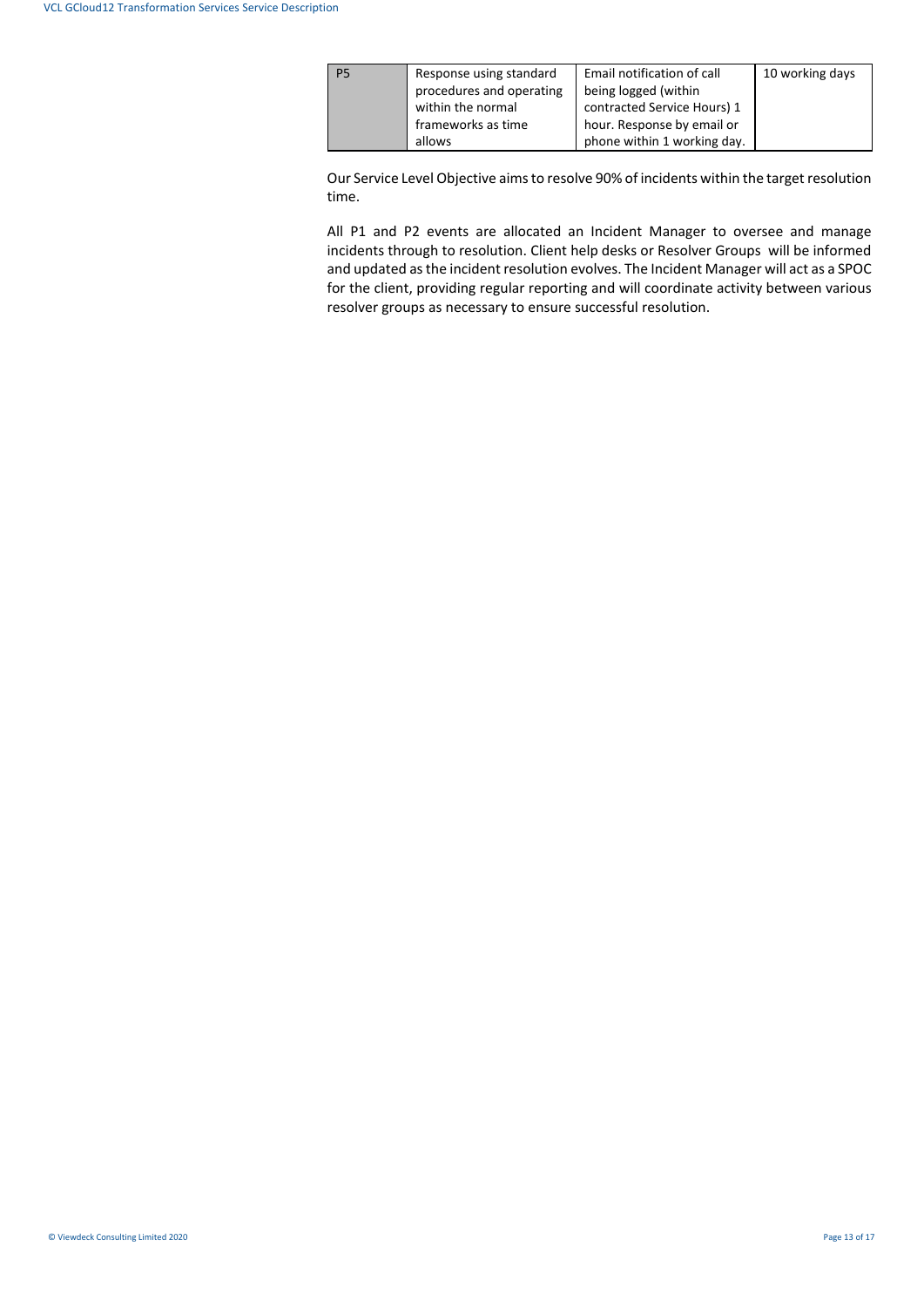| P5 | Response using standard procedures and operating within the normal frameworks as time allows | Email notification of call being logged (within contracted Service Hours) 1 hour. Response by email or phone within 1 working day. | 10 working days |
|---|---|---|---|

Our Service Level Objective aims to resolve 90% of incidents within the target resolution time.

All P1 and P2 events are allocated an Incident Manager to oversee and manage incidents through to resolution. Client help desks or Resolver Groups will be informed and updated as the incident resolution evolves. The Incident Manager will act as a SPOC for the client, providing regular reporting and will coordinate activity between various resolver groups as necessary to ensure successful resolution.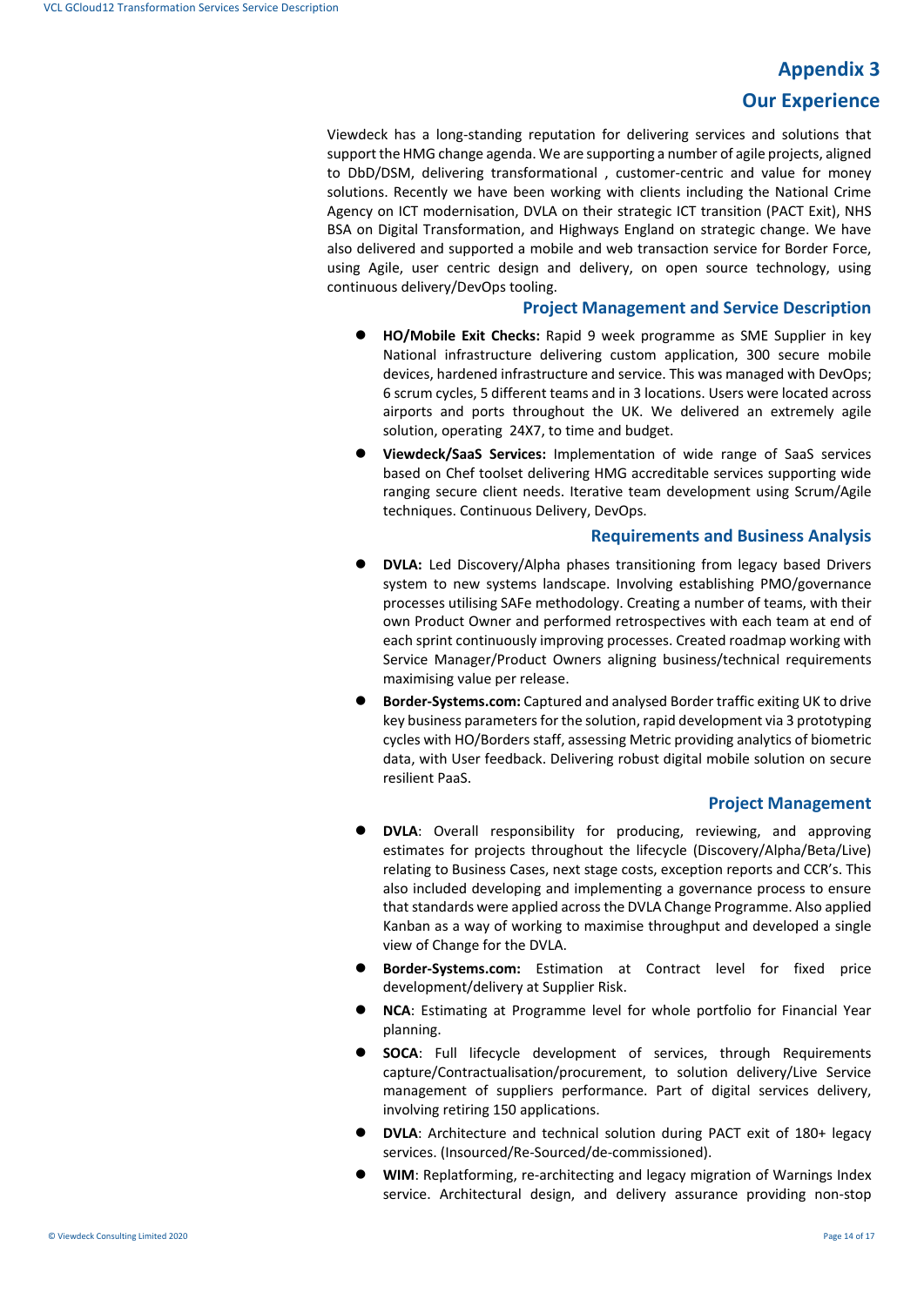# Appendix 3

## Our Experience

Viewdeck has a long-standing reputation for delivering services and solutions that support the HMG change agenda. We are supporting a number of agile projects, aligned to DbD/DSM, delivering transformational , customer-centric and value for money solutions. Recently we have been working with clients including the National Crime Agency on ICT modernisation, DVLA on their strategic ICT transition (PACT Exit), NHS BSA on Digital Transformation, and Highways England on strategic change. We have also delivered and supported a mobile and web transaction service for Border Force, using Agile, user centric design and delivery, on open source technology, using continuous delivery/DevOps tooling.

### Project Management and Service Description

- **HO/Mobile Exit Checks:** Rapid 9 week programme as SME Supplier in key National infrastructure delivering custom application, 300 secure mobile devices, hardened infrastructure and service. This was managed with DevOps; 6 scrum cycles, 5 different teams and in 3 locations. Users were located across airports and ports throughout the UK. We delivered an extremely agile solution, operating 24X7, to time and budget.
- **Viewdeck/SaaS Services:** Implementation of wide range of SaaS services based on Chef toolset delivering HMG accreditable services supporting wide ranging secure client needs. Iterative team development using Scrum/Agile techniques. Continuous Delivery, DevOps.

### Requirements and Business Analysis

- **DVLA:** Led Discovery/Alpha phases transitioning from legacy based Drivers system to new systems landscape. Involving establishing PMO/governance processes utilising SAFe methodology. Creating a number of teams, with their own Product Owner and performed retrospectives with each team at end of each sprint continuously improving processes. Created roadmap working with Service Manager/Product Owners aligning business/technical requirements maximising value per release.
- **Border-Systems.com:** Captured and analysed Border traffic exiting UK to drive key business parameters for the solution, rapid development via 3 prototyping cycles with HO/Borders staff, assessing Metric providing analytics of biometric data, with User feedback. Delivering robust digital mobile solution on secure resilient PaaS.

### Project Management

- **DVLA**: Overall responsibility for producing, reviewing, and approving estimates for projects throughout the lifecycle (Discovery/Alpha/Beta/Live) relating to Business Cases, next stage costs, exception reports and CCR's. This also included developing and implementing a governance process to ensure that standards were applied across the DVLA Change Programme. Also applied Kanban as a way of working to maximise throughput and developed a single view of Change for the DVLA.
- **Border-Systems.com:** Estimation at Contract level for fixed price development/delivery at Supplier Risk.
- **NCA**: Estimating at Programme level for whole portfolio for Financial Year planning.
- **SOCA**: Full lifecycle development of services, through Requirements capture/Contractualisation/procurement, to solution delivery/Live Service management of suppliers performance. Part of digital services delivery, involving retiring 150 applications.
- **DVLA**: Architecture and technical solution during PACT exit of 180+ legacy services. (Insourced/Re-Sourced/de-commissioned).
- **WIM**: Replatforming, re-architecting and legacy migration of Warnings Index service. Architectural design, and delivery assurance providing non-stop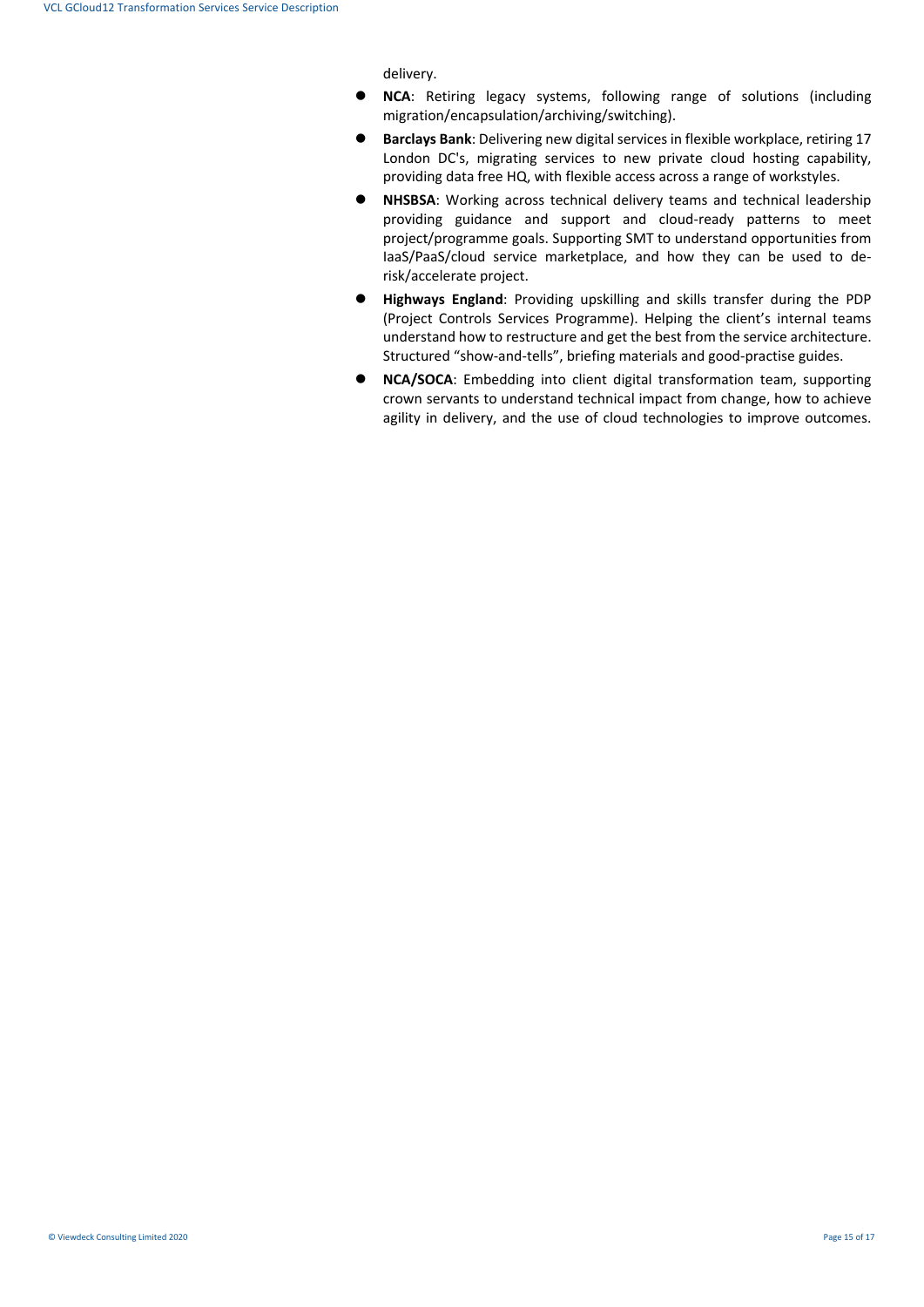delivery.

- **NCA**: Retiring legacy systems, following range of solutions (including migration/encapsulation/archiving/switching).
- **Barclays Bank**: Delivering new digital services in flexible workplace, retiring 17 London DC's, migrating services to new private cloud hosting capability, providing data free HQ, with flexible access across a range of workstyles.
- **NHSBSA**: Working across technical delivery teams and technical leadership providing guidance and support and cloud-ready patterns to meet project/programme goals. Supporting SMT to understand opportunities from IaaS/PaaS/cloud service marketplace, and how they can be used to de-risk/accelerate project.
- **Highways England**: Providing upskilling and skills transfer during the PDP (Project Controls Services Programme). Helping the client's internal teams understand how to restructure and get the best from the service architecture. Structured "show-and-tells", briefing materials and good-practise guides.
- **NCA/SOCA**: Embedding into client digital transformation team, supporting crown servants to understand technical impact from change, how to achieve agility in delivery, and the use of cloud technologies to improve outcomes.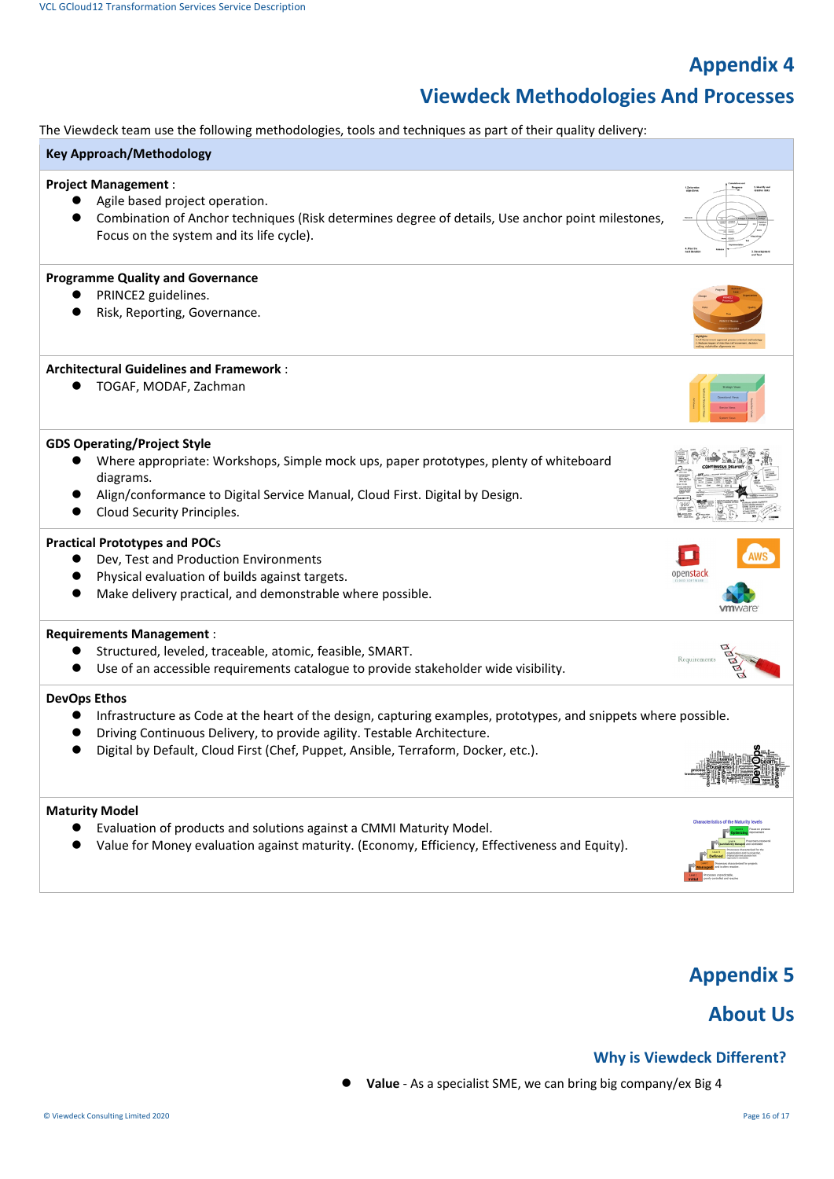# Appendix 4

# Viewdeck Methodologies And Processes

The Viewdeck team use the following methodologies, tools and techniques as part of their quality delivery:

| Key Approach/Methodology |
| --- |
| **Project Management** :<br>• Agile based project operation.<br>• Combination of Anchor techniques (Risk determines degree of details, Use anchor point milestones, Focus on the system and its life cycle). |
| **Programme Quality and Governance**<br>• PRINCE2 guidelines.<br>• Risk, Reporting, Governance. |
| **Architectural Guidelines and Framework** :<br>• TOGAF, MODAF, Zachman |
| **GDS Operating/Project Style**<br>• Where appropriate: Workshops, Simple mock ups, paper prototypes, plenty of whiteboard diagrams.<br>• Align/conformance to Digital Service Manual, Cloud First. Digital by Design.<br>• Cloud Security Principles. |
| **Practical Prototypes and POCs**<br>• Dev, Test and Production Environments<br>• Physical evaluation of builds against targets.<br>• Make delivery practical, and demonstrable where possible. |
| **Requirements Management** :<br>• Structured, leveled, traceable, atomic, feasible, SMART.<br>• Use of an accessible requirements catalogue to provide stakeholder wide visibility. |
| **DevOps Ethos**<br>• Infrastructure as Code at the heart of the design, capturing examples, prototypes, and snippets where possible.<br>• Driving Continuous Delivery, to provide agility. Testable Architecture.<br>• Digital by Default, Cloud First (Chef, Puppet, Ansible, Terraform, Docker, etc.). |
| **Maturity Model**<br>• Evaluation of products and solutions against a CMMI Maturity Model.<br>• Value for Money evaluation against maturity. (Economy, Efficiency, Effectiveness and Equity). |

# Appendix 5

# About Us

### Why is Viewdeck Different?

- **Value** - As a specialist SME, we can bring big company/ex Big 4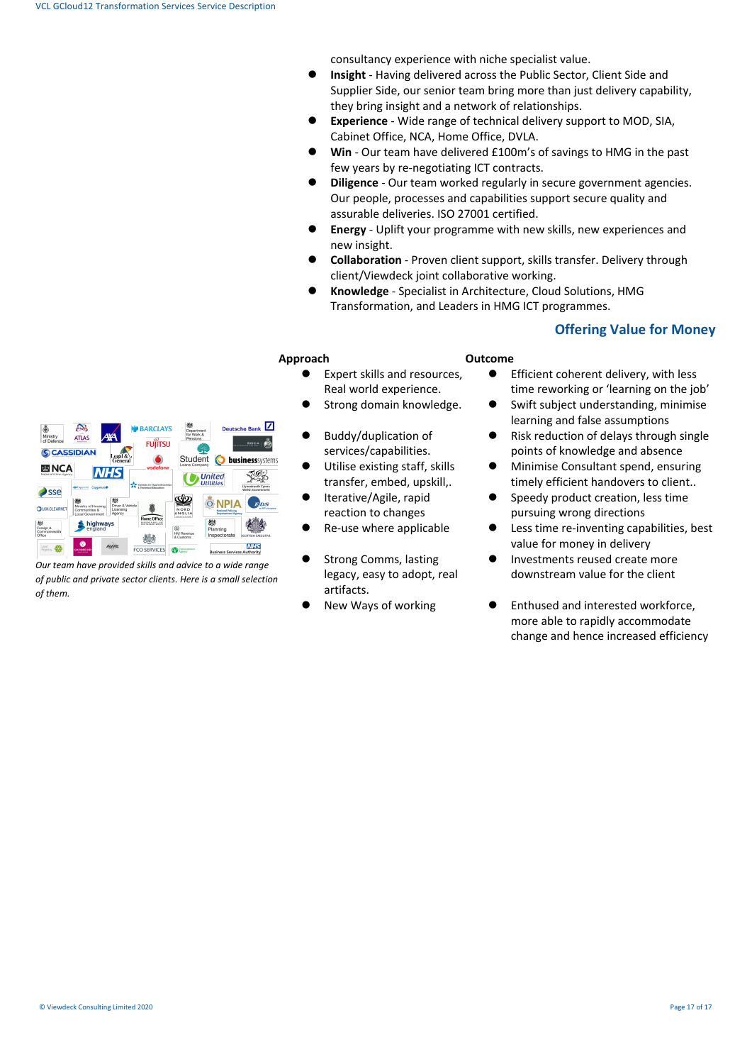consultancy experience with niche specialist value.

- **Insight** - Having delivered across the Public Sector, Client Side and Supplier Side, our senior team bring more than just delivery capability, they bring insight and a network of relationships.
- **Experience** - Wide range of technical delivery support to MOD, SIA, Cabinet Office, NCA, Home Office, DVLA.
- **Win** - Our team have delivered £100m's of savings to HMG in the past few years by re-negotiating ICT contracts.
- **Diligence** - Our team worked regularly in secure government agencies. Our people, processes and capabilities support secure quality and assurable deliveries. ISO 27001 certified.
- **Energy** - Uplift your programme with new skills, new experiences and new insight.
- **Collaboration** - Proven client support, skills transfer. Delivery through client/Viewdeck joint collaborative working.
- **Knowledge** - Specialist in Architecture, Cloud Solutions, HMG Transformation, and Leaders in HMG ICT programmes.

## Offering Value for Money

| Approach | Outcome |
|---|---|
| Expert skills and resources, Real world experience. | Efficient coherent delivery, with less time reworking or 'learning on the job' |
| Strong domain knowledge. | Swift subject understanding, minimise learning and false assumptions |
| Buddy/duplication of services/capabilities. | Risk reduction of delays through single points of knowledge and absence |
| Utilise existing staff, skills transfer, embed, upskill,. | Minimise Consultant spend, ensuring timely efficient handovers to client.. |
| Iterative/Agile, rapid reaction to changes | Speedy product creation, less time pursuing wrong directions |
| Re-use where applicable | Less time re-inventing capabilities, best value for money in delivery |
| Strong Comms, lasting legacy, easy to adopt, real artifacts. | Investments reused create more downstream value for the client |
| New Ways of working | Enthused and interested workforce, more able to rapidly accommodate change and hence increased efficiency |

*Our team have provided skills and advice to a wide range of public and private sector clients. Here is a small selection of them.*